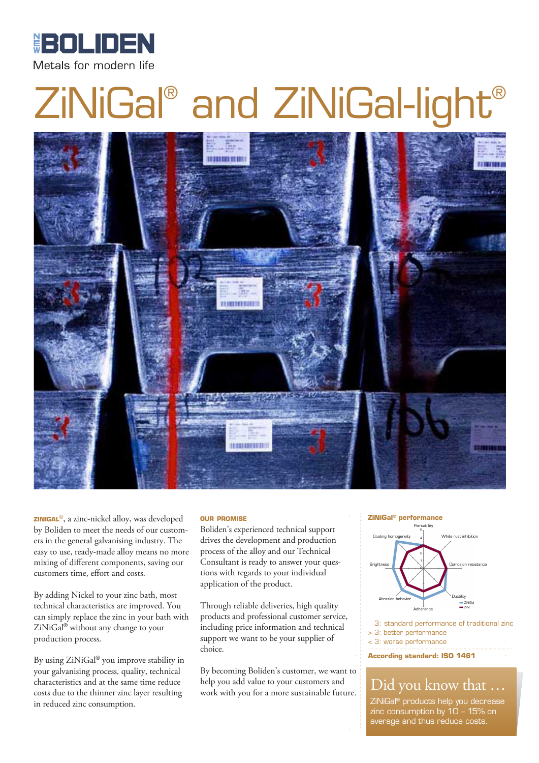NEW BOLIDEN

Metals for modern life

# ZiNiGal® and ZiNiGal-light®

**ZINIGAL®**, a zinc-nickel alloy, was developed by Boliden to meet the needs of our customers in the general galvanising industry. The easy to use, ready-made alloy means no more mixing of different components, saving our customers time, effort and costs.

By adding Nickel to your zinc bath, most technical characteristics are improved. You can simply replace the zinc in your bath with ZiNiGal® without any change to your production process.

By using ZiNiGal® you improve stability in your galvanising process, quality, technical characteristics and at the same time reduce costs due to the thinner zinc layer resulting in reduced zinc consumption.

**OUR PROMISE**

Boliden's experienced technical support drives the development and production process of the alloy and our Technical Consultant is ready to answer your questions with regards to your individual application of the product.

Through reliable deliveries, high quality products and professional customer service, including price information and technical support we want to be your supplier of choice.

By becoming Boliden's customer, we want to help you add value to your customers and work with you for a more sustainable future.

**ZiNiGal® performance**

Paintability, White rust inhibition, Corrosion resistance, Ductility, Adherence, Abrasion behavior, Brightness, Coating homogeneity

ZiNiGal / Zinc

3: standard performance of traditional zinc
> 3: better performance
< 3: worse performance

**According standard: ISO 1461**

## Did you know that …

ZiNiGal® products help you decrease zinc consumption by 10 – 15% on average and thus reduce costs.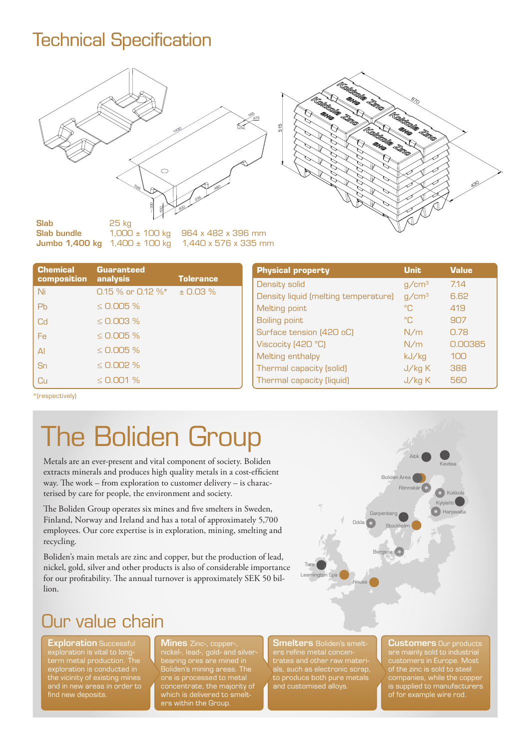# Technical Specification

1430
165
⌀75
565
480
236
200
150
~330
515
870
430

| | | |
|---|---|---|
| **Slab** | 25 kg | |
| **Slab bundle** | 1,000 ± 100 kg | 964 x 482 x 396 mm |
| **Jumbo 1,400 kg** | 1,400 ± 100 kg | 1,440 x 576 x 335 mm |

| Chemical composition | Guaranteed analysis | Tolerance |
|---|---|---|
| Ni | 0.15 % or 0.12 %* | ± 0.03 % |
| Pb | ≤ 0.005 % | |
| Cd | ≤ 0.003 % | |
| Fe | ≤ 0.005 % | |
| Al | ≤ 0.005 % | |
| Sn | ≤ 0.002 % | |
| Cu | ≤ 0.001 % | |

*(respectively)

| Physical property | Unit | Value |
|---|---|---|
| Density solid | g/cm³ | 7.14 |
| Density liquid (melting temperature) | g/cm³ | 6.62 |
| Melting point | °C | 419 |
| Boiling point | °C | 907 |
| Surface tension (420 oC) | N/m | 0.78 |
| Viscocity (420 °C) | N/m | 0.00385 |
| Melting enthalpy | kJ/kg | 100 |
| Thermal capacity (solid) | J/kg K | 388 |
| Thermal capacity (liquid) | J/kg K | 560 |

# The Boliden Group

Metals are an ever-present and vital component of society. Boliden extracts minerals and produces high quality metals in a cost-efficient way. The work – from exploration to customer delivery – is characterised by care for people, the environment and society.

The Boliden Group operates six mines and five smelters in Sweden, Finland, Norway and Ireland and has a total of approximately 5,700 employees. Our core expertise is in exploration, mining, smelting and recycling.

Boliden's main metals are zinc and copper, but the production of lead, nickel, gold, silver and other products is also of considerable importance for our profitability. The annual turnover is approximately SEK 50 billion.

Aitik
Kevitsa
Boliden Area
Rönnskär
Kokkola
Kylylahti
Harjavalta
Garpenberg
Odda
Stockholm
Bergsöe
Tara
Leamington Spa
Neuss

## Our value chain

**Exploration** Successful exploration is vital to long-term metal production. The exploration is conducted in the vicinity of existing mines and in new areas in order to find new deposits.

**Mines** Zinc-, copper-, nickel-, lead-, gold- and silver-bearing ores are mined in Boliden's mining areas. The ore is processed to metal concentrate, the majority of which is delivered to smelters within the Group.

**Smelters** Boliden's smelters refine metal concentrates and other raw materials, such as electronic scrap, to produce both pure metals and customised alloys.

**Customers** Our products are mainly sold to industrial customers in Europe. Most of the zinc is sold to steel companies, while the copper is supplied to manufacturers of for example wire rod.